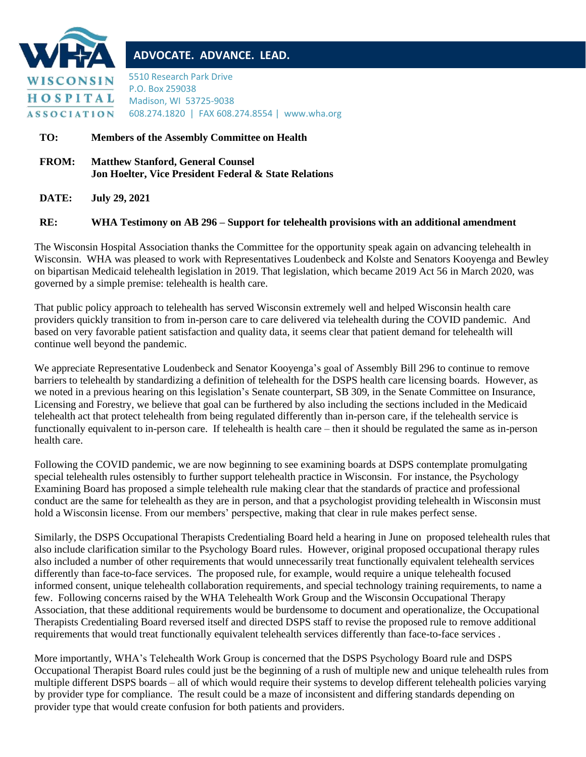**WISCONSIN HOSPITAL ASSOCIATION**

**ADVOCATE. ADVANCE. LEAD.**

5510 Research Park Drive
P.O. Box 259038
Madison, WI 53725-9038
608.274.1820 | FAX 608.274.8554 | www.wha.org

**TO:** **Members of the Assembly Committee on Health**

**FROM:** **Matthew Stanford, General Counsel**
**Jon Hoelter, Vice President Federal & State Relations**

**DATE:** **July 29, 2021**

**RE:** **WHA Testimony on AB 296 – Support for telehealth provisions with an additional amendment**

The Wisconsin Hospital Association thanks the Committee for the opportunity speak again on advancing telehealth in Wisconsin. WHA was pleased to work with Representatives Loudenbeck and Kolste and Senators Kooyenga and Bewley on bipartisan Medicaid telehealth legislation in 2019. That legislation, which became 2019 Act 56 in March 2020, was governed by a simple premise: telehealth is health care.

That public policy approach to telehealth has served Wisconsin extremely well and helped Wisconsin health care providers quickly transition to from in-person care to care delivered via telehealth during the COVID pandemic. And based on very favorable patient satisfaction and quality data, it seems clear that patient demand for telehealth will continue well beyond the pandemic.

We appreciate Representative Loudenbeck and Senator Kooyenga's goal of Assembly Bill 296 to continue to remove barriers to telehealth by standardizing a definition of telehealth for the DSPS health care licensing boards. However, as we noted in a previous hearing on this legislation's Senate counterpart, SB 309, in the Senate Committee on Insurance, Licensing and Forestry, we believe that goal can be furthered by also including the sections included in the Medicaid telehealth act that protect telehealth from being regulated differently than in-person care, if the telehealth service is functionally equivalent to in-person care. If telehealth is health care – then it should be regulated the same as in-person health care.

Following the COVID pandemic, we are now beginning to see examining boards at DSPS contemplate promulgating special telehealth rules ostensibly to further support telehealth practice in Wisconsin. For instance, the Psychology Examining Board has proposed a simple telehealth rule making clear that the standards of practice and professional conduct are the same for telehealth as they are in person, and that a psychologist providing telehealth in Wisconsin must hold a Wisconsin license. From our members' perspective, making that clear in rule makes perfect sense.

Similarly, the DSPS Occupational Therapists Credentialing Board held a hearing in June on proposed telehealth rules that also include clarification similar to the Psychology Board rules. However, original proposed occupational therapy rules also included a number of other requirements that would unnecessarily treat functionally equivalent telehealth services differently than face-to-face services. The proposed rule, for example, would require a unique telehealth focused informed consent, unique telehealth collaboration requirements, and special technology training requirements, to name a few. Following concerns raised by the WHA Telehealth Work Group and the Wisconsin Occupational Therapy Association, that these additional requirements would be burdensome to document and operationalize, the Occupational Therapists Credentialing Board reversed itself and directed DSPS staff to revise the proposed rule to remove additional requirements that would treat functionally equivalent telehealth services differently than face-to-face services .

More importantly, WHA's Telehealth Work Group is concerned that the DSPS Psychology Board rule and DSPS Occupational Therapist Board rules could just be the beginning of a rush of multiple new and unique telehealth rules from multiple different DSPS boards – all of which would require their systems to develop different telehealth policies varying by provider type for compliance. The result could be a maze of inconsistent and differing standards depending on provider type that would create confusion for both patients and providers.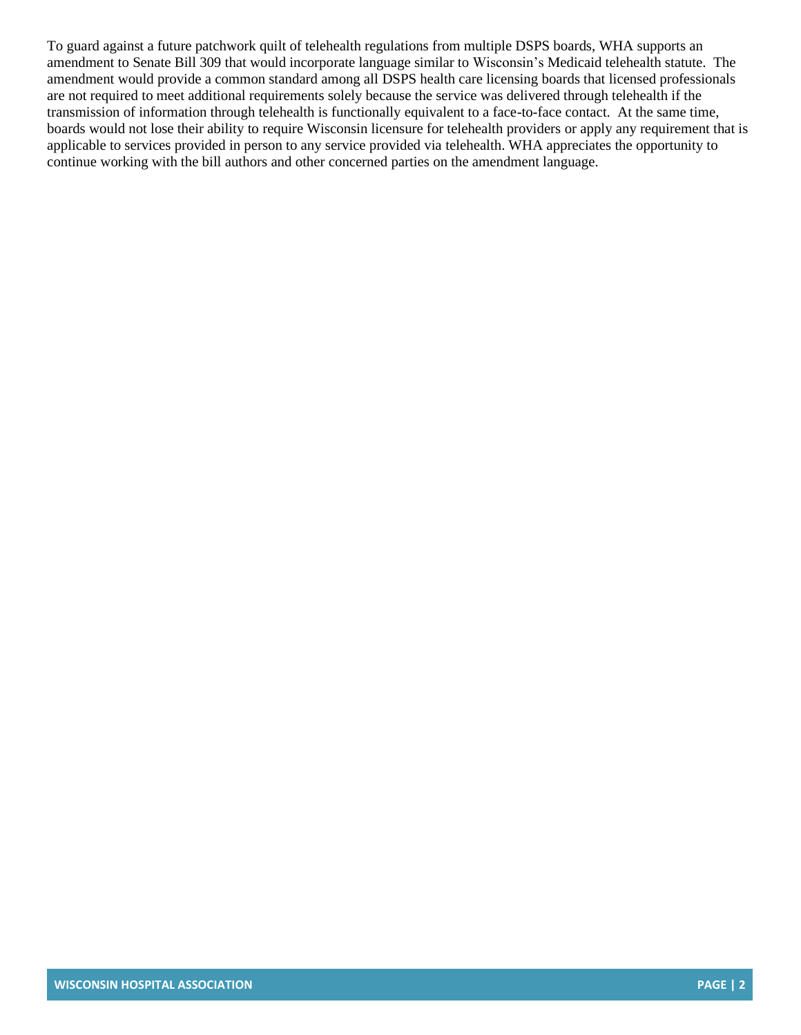To guard against a future patchwork quilt of telehealth regulations from multiple DSPS boards, WHA supports an amendment to Senate Bill 309 that would incorporate language similar to Wisconsin's Medicaid telehealth statute. The amendment would provide a common standard among all DSPS health care licensing boards that licensed professionals are not required to meet additional requirements solely because the service was delivered through telehealth if the transmission of information through telehealth is functionally equivalent to a face-to-face contact. At the same time, boards would not lose their ability to require Wisconsin licensure for telehealth providers or apply any requirement that is applicable to services provided in person to any service provided via telehealth. WHA appreciates the opportunity to continue working with the bill authors and other concerned parties on the amendment language.